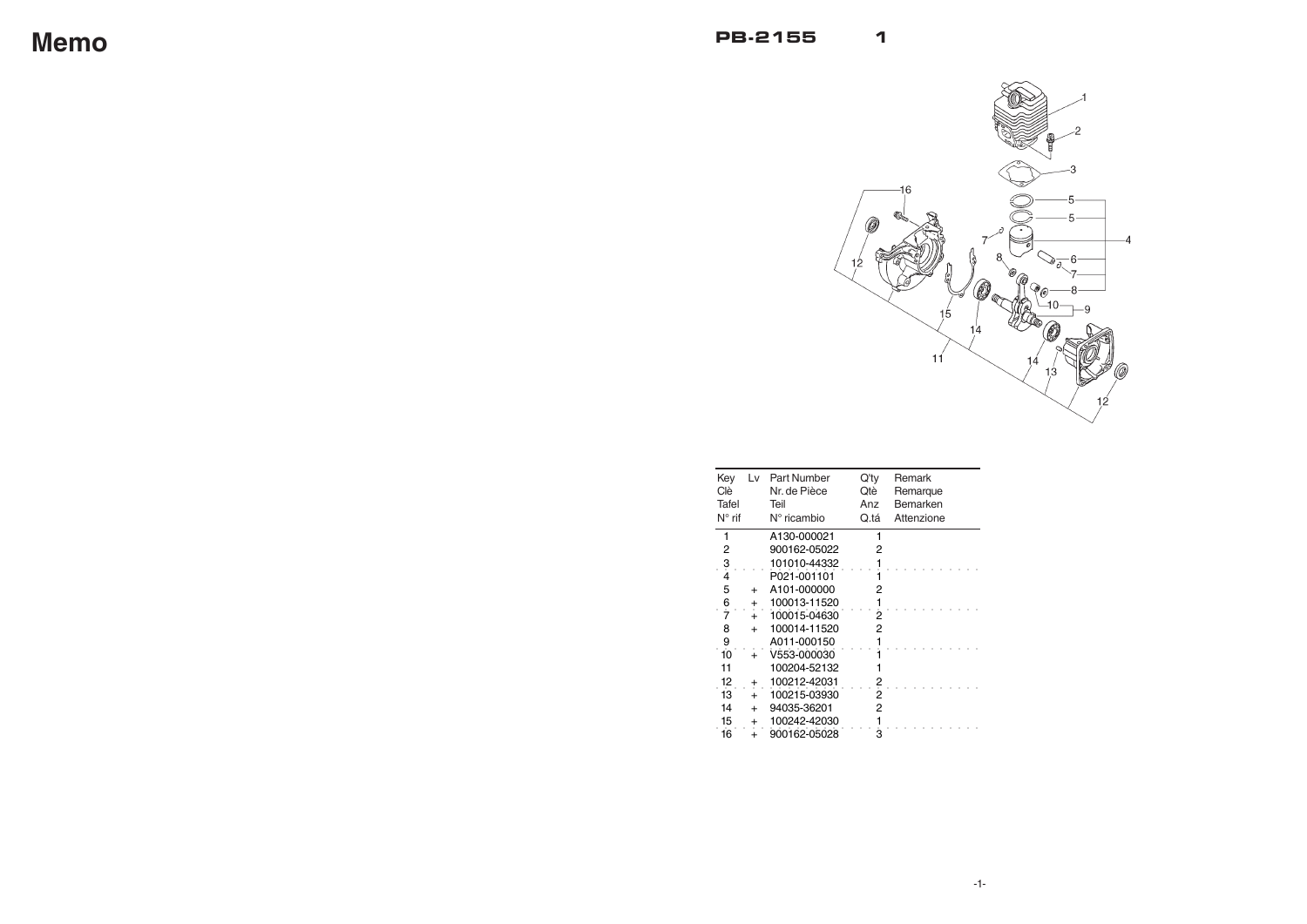# Memo

## PB-2155 1

| Key<br>Clè<br>Tafel<br>N° rif | Lv | Part Number<br>Nr. de Pièce<br>Teil<br>N° ricambio | Q'ty<br>Qtè<br>Anz<br>Q.tá | Remark<br>Remarque<br>Bemarken<br>Attenzione |
|---|---|---|---|---|
| 1 | | A130-000021 | 1 | |
| 2 | | 900162-05022 | 2 | |
| 3 | | 101010-44332 | 1 | |
| 4 | | P021-001101 | 1 | |
| 5 | + | A101-000000 | 2 | |
| 6 | + | 100013-11520 | 1 | |
| 7 | + | 100015-04630 | 2 | |
| 8 | + | 100014-11520 | 2 | |
| 9 | | A011-000150 | 1 | |
| 10 | + | V553-000030 | 1 | |
| 11 | | 100204-52132 | 1 | |
| 12 | + | 100212-42031 | 2 | |
| 13 | + | 100215-03930 | 2 | |
| 14 | + | 94035-36201 | 2 | |
| 15 | + | 100242-42030 | 1 | |
| 16 | + | 900162-05028 | 3 | |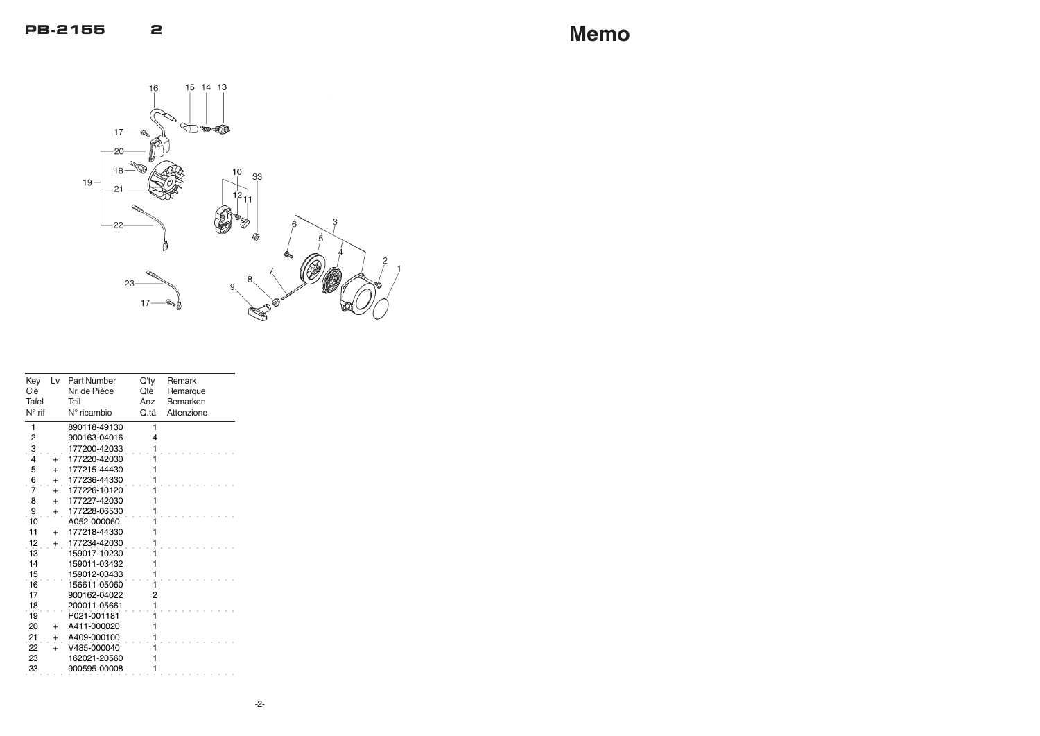# Memo

| Key<br>Clè<br>Tafel<br>N° rif | Lv | Part Number<br>Nr. de Pièce<br>Teil<br>N° ricambio | Q'ty<br>Qtè<br>Anz<br>Q.tá | Remark<br>Remarque<br>Bemarken<br>Attenzione |
|---|---|---|---|---|
| 1 | | 890118-49130 | 1 | |
| 2 | | 900163-04016 | 4 | |
| 3 | | 177200-42033 | 1 | |
| 4 | + | 177220-42030 | 1 | |
| 5 | + | 177215-44430 | 1 | |
| 6 | + | 177236-44330 | 1 | |
| 7 | + | 177226-10120 | 1 | |
| 8 | + | 177227-42030 | 1 | |
| 9 | + | 177228-06530 | 1 | |
| 10 | | A052-000060 | 1 | |
| 11 | + | 177218-44330 | 1 | |
| 12 | + | 177234-42030 | 1 | |
| 13 | | 159017-10230 | 1 | |
| 14 | | 159011-03432 | 1 | |
| 15 | | 159012-03433 | 1 | |
| 16 | | 156611-05060 | 1 | |
| 17 | | 900162-04022 | 2 | |
| 18 | | 200011-05661 | 1 | |
| 19 | | P021-001181 | 1 | |
| 20 | + | A411-000020 | 1 | |
| 21 | + | A409-000100 | 1 | |
| 22 | + | V485-000040 | 1 | |
| 23 | | 162021-20560 | 1 | |
| 33 | | 900595-00008 | 1 | |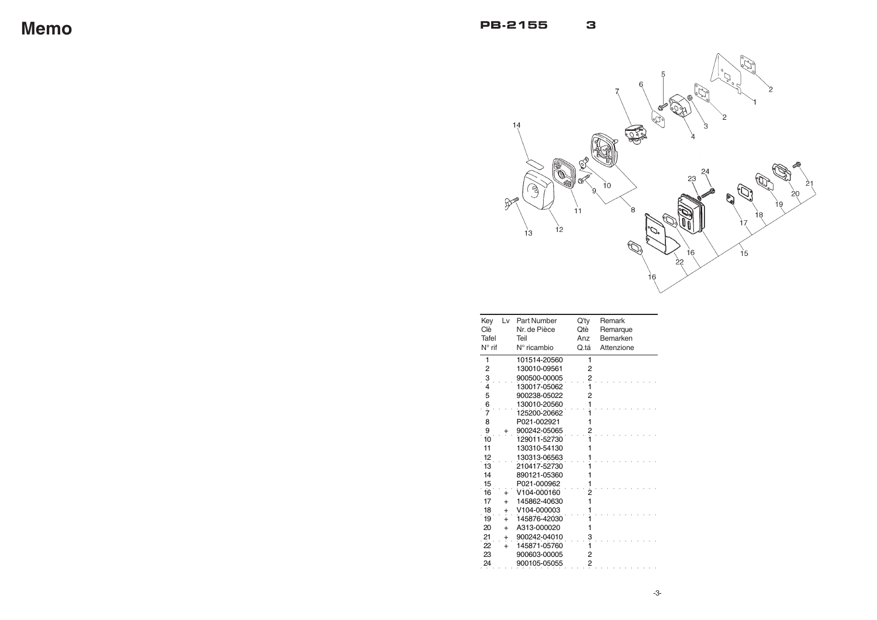# Memo

## PB-2155 3

| Key<br>Clè<br>Tafel<br>N° rif | Lv | Part Number<br>Nr. de Pièce<br>Teil<br>N° ricambio | Q'ty<br>Qtè<br>Anz<br>Q.tá | Remark<br>Remarque<br>Bemarken<br>Attenzione |
|---|---|---|---|---|
| 1 | | 101514-20560 | 1 | |
| 2 | | 130010-09561 | 2 | |
| 3 | | 900500-00005 | 2 | |
| 4 | | 130017-05062 | 1 | |
| 5 | | 900238-05022 | 2 | |
| 6 | | 130010-20560 | 1 | |
| 7 | | 125200-20662 | 1 | |
| 8 | | P021-002921 | 1 | |
| 9 | + | 900242-05065 | 2 | |
| 10 | | 129011-52730 | 1 | |
| 11 | | 130310-54130 | 1 | |
| 12 | | 130313-06563 | 1 | |
| 13 | | 210417-52730 | 1 | |
| 14 | | 890121-05360 | 1 | |
| 15 | | P021-000962 | 1 | |
| 16 | + | V104-000160 | 2 | |
| 17 | + | 145862-40630 | 1 | |
| 18 | + | V104-000003 | 1 | |
| 19 | + | 145876-42030 | 1 | |
| 20 | + | A313-000020 | 1 | |
| 21 | + | 900242-04010 | 3 | |
| 22 | + | 145871-05760 | 1 | |
| 23 | | 900603-00005 | 2 | |
| 24 | | 900105-05055 | 2 | |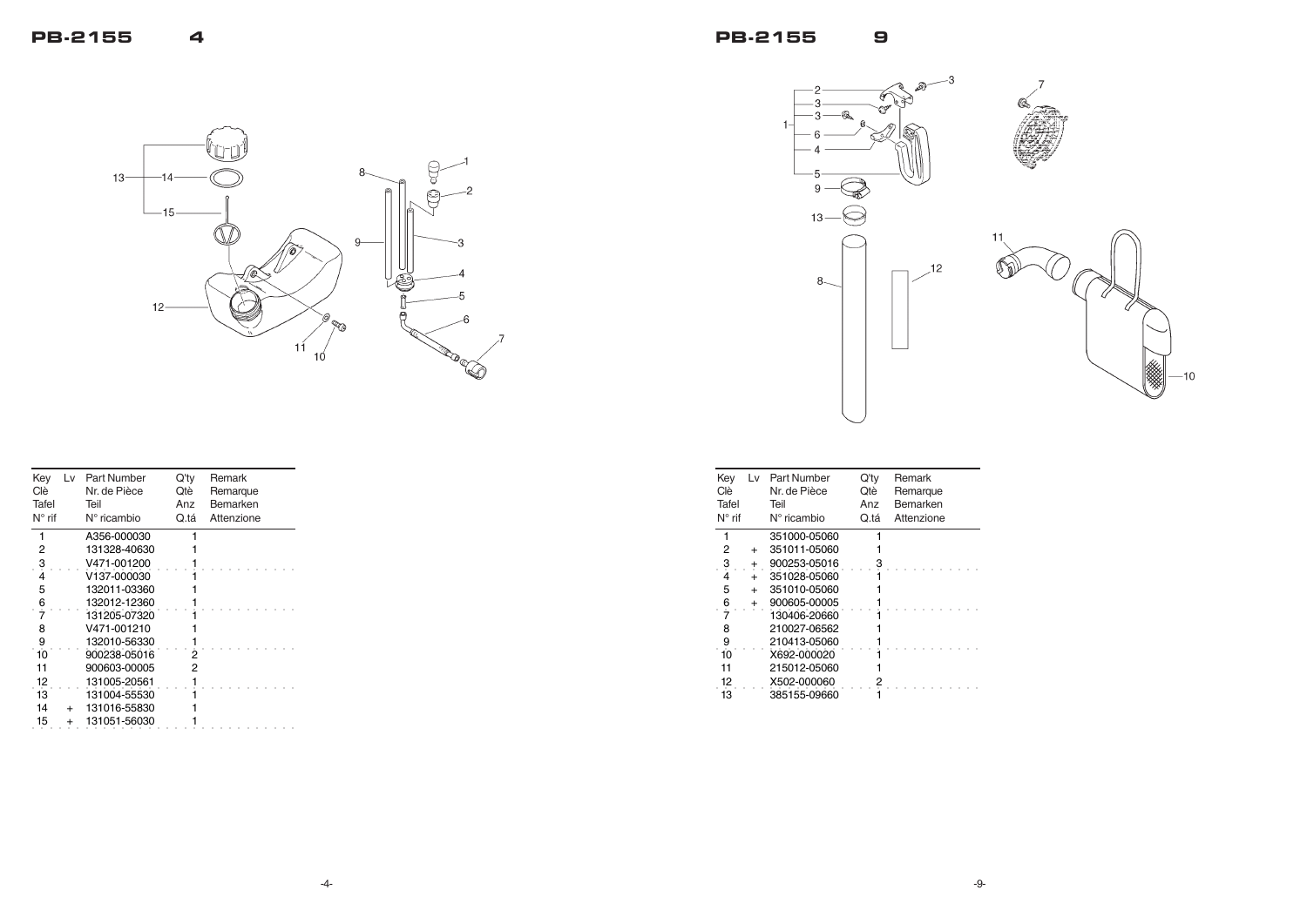## PB-2155 4

| Key<br>Clè<br>Tafel<br>N° rif | Lv | Part Number<br>Nr. de Pièce<br>Teil<br>N° ricambio | Q'ty<br>Qtè<br>Anz<br>Q.tá | Remark<br>Remarque<br>Bemarken<br>Attenzione |
|---|---|---|---|---|
| 1 | | A356-000030 | 1 | |
| 2 | | 131328-40630 | 1 | |
| 3 | | V471-001200 | 1 | |
| 4 | | V137-000030 | 1 | |
| 5 | | 132011-03360 | 1 | |
| 6 | | 132012-12360 | 1 | |
| 7 | | 131205-07320 | 1 | |
| 8 | | V471-001210 | 1 | |
| 9 | | 132010-56330 | 1 | |
| 10 | | 900238-05016 | 2 | |
| 11 | | 900603-00005 | 2 | |
| 12 | | 131005-20561 | 1 | |
| 13 | | 131004-55530 | 1 | |
| 14 | + | 131016-55830 | 1 | |
| 15 | + | 131051-56030 | 1 | |

## PB-2155 9

| Key<br>Clè<br>Tafel<br>N° rif | Lv | Part Number<br>Nr. de Pièce<br>Teil<br>N° ricambio | Q'ty<br>Qtè<br>Anz<br>Q.tá | Remark<br>Remarque<br>Bemarken<br>Attenzione |
|---|---|---|---|---|
| 1 | | 351000-05060 | 1 | |
| 2 | + | 351011-05060 | 1 | |
| 3 | + | 900253-05016 | 3 | |
| 4 | + | 351028-05060 | 1 | |
| 5 | + | 351010-05060 | 1 | |
| 6 | + | 900605-00005 | 1 | |
| 7 | | 130406-20660 | 1 | |
| 8 | | 210027-06562 | 1 | |
| 9 | | 210413-05060 | 1 | |
| 10 | | X692-000020 | 1 | |
| 11 | | 215012-05060 | 1 | |
| 12 | | X502-000060 | 2 | |
| 13 | | 385155-09660 | 1 | |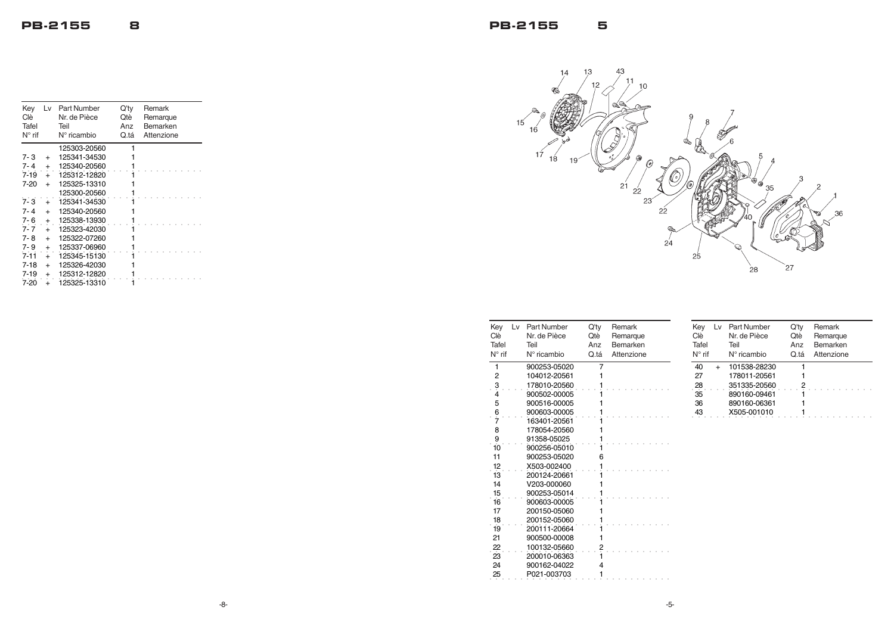## PB-2155 8

| Key Clè Tafel N° rif | Lv | Part Number Nr. de Pièce Teil N° ricambio | Q'ty Qtè Anz Q.tá | Remark Remarque Bemarken Attenzione |
|---|---|---|---|---|
| | | 125303-20560 | 1 | |
| 7- 3 | + | 125341-34530 | 1 | |
| 7- 4 | + | 125340-20560 | 1 | |
| 7-19 | + | 125312-12820 | 1 | |
| 7-20 | + | 125325-13310 | 1 | |
| | | 125300-20560 | 1 | |
| 7- 3 | + | 125341-34530 | 1 | |
| 7- 4 | + | 125340-20560 | 1 | |
| 7- 6 | + | 125338-13930 | 1 | |
| 7- 7 | + | 125323-42030 | 1 | |
| 7- 8 | + | 125322-07260 | 1 | |
| 7- 9 | + | 125337-06960 | 1 | |
| 7-11 | + | 125345-15130 | 1 | |
| 7-18 | + | 125326-42030 | 1 | |
| 7-19 | + | 125312-12820 | 1 | |
| 7-20 | + | 125325-13310 | 1 | |

## PB-2155 5

| Key Clè Tafel N° rif | Lv | Part Number Nr. de Pièce Teil N° ricambio | Q'ty Qtè Anz Q.tá | Remark Remarque Bemarken Attenzione |
|---|---|---|---|---|
| 1 | | 900253-05020 | 7 | |
| 2 | | 104012-20561 | 1 | |
| 3 | | 178010-20560 | 1 | |
| 4 | | 900502-00005 | 1 | |
| 5 | | 900516-00005 | 1 | |
| 6 | | 900603-00005 | 1 | |
| 7 | | 163401-20561 | 1 | |
| 8 | | 178054-20560 | 1 | |
| 9 | | 91358-05025 | 1 | |
| 10 | | 900256-05010 | 1 | |
| 11 | | 900253-05020 | 6 | |
| 12 | | X503-002400 | 1 | |
| 13 | | 200124-20661 | 1 | |
| 14 | | V203-000060 | 1 | |
| 15 | | 900253-05014 | 1 | |
| 16 | | 900603-00005 | 1 | |
| 17 | | 200150-05060 | 1 | |
| 18 | | 200152-05060 | 1 | |
| 19 | | 200111-20664 | 1 | |
| 21 | | 900500-00008 | 1 | |
| 22 | | 100132-05660 | 2 | |
| 23 | | 200010-06363 | 1 | |
| 24 | | 900162-04022 | 4 | |
| 25 | | P021-003703 | 1 | |

| Key Clè Tafel N° rif | Lv | Part Number Nr. de Pièce Teil N° ricambio | Q'ty Qtè Anz Q.tá | Remark Remarque Bemarken Attenzione |
|---|---|---|---|---|
| 40 | + | 101538-28230 | 1 | |
| 27 | | 178011-20561 | 1 | |
| 28 | | 351335-20560 | 2 | |
| 35 | | 890160-09461 | 1 | |
| 36 | | 890160-06361 | 1 | |
| 43 | | X505-001010 | 1 | |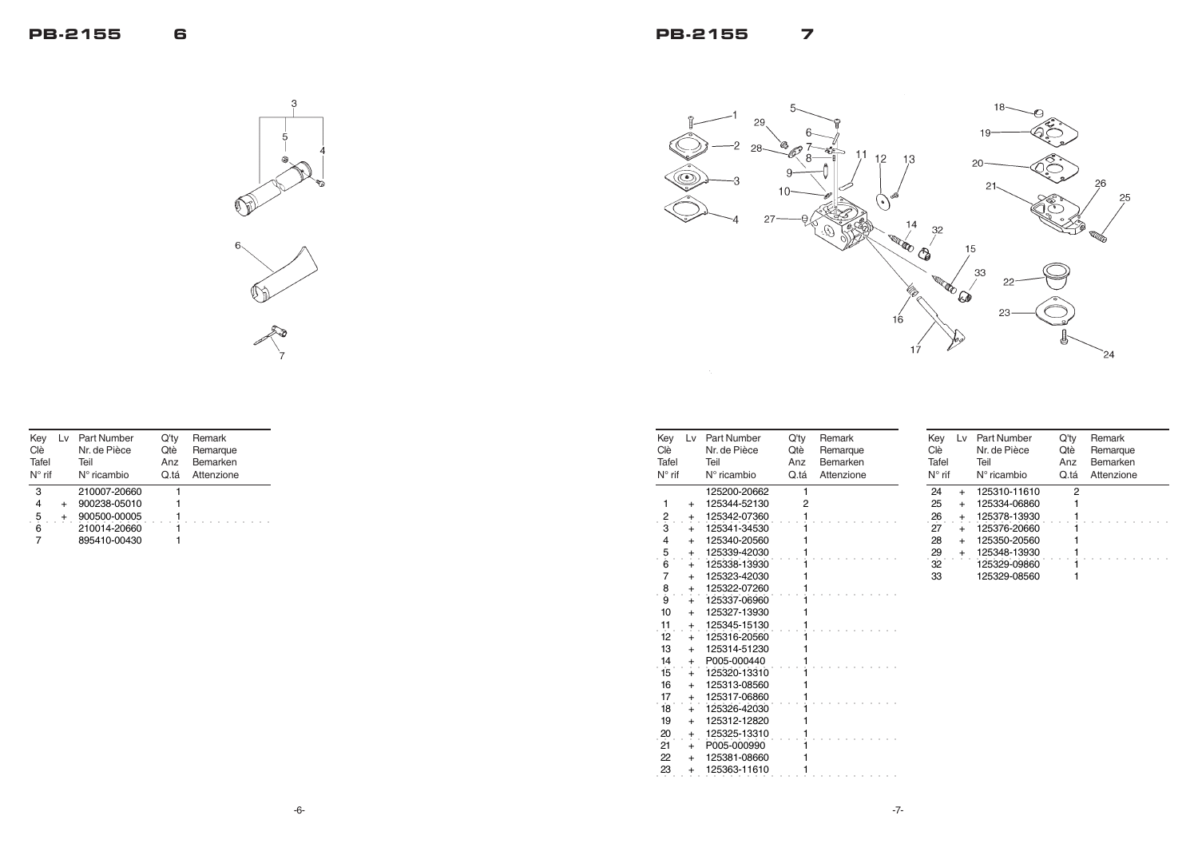## PB-2155 6

| Key<br>Clè<br>Tafel<br>N° rif | Lv | Part Number<br>Nr. de Pièce<br>Teil<br>N° ricambio | Q'ty<br>Qtè<br>Anz<br>Q.tá | Remark<br>Remarque<br>Bemarken<br>Attenzione |
|---|---|---|---|---|
| 3 | | 210007-20660 | 1 | |
| 4 | + | 900238-05010 | 1 | |
| 5 | + | 900500-00005 | 1 | |
| 6 | | 210014-20660 | 1 | |
| 7 | | 895410-00430 | 1 | |

## PB-2155 7

| Key<br>Clè<br>Tafel<br>N° rif | Lv | Part Number<br>Nr. de Pièce<br>Teil<br>N° ricambio | Q'ty<br>Qtè<br>Anz<br>Q.tá | Remark<br>Remarque<br>Bemarken<br>Attenzione |
|---|---|---|---|---|
| | | 125200-20662 | 1 | |
| 1 | + | 125344-52130 | 2 | |
| 2 | + | 125342-07360 | 1 | |
| 3 | + | 125341-34530 | 1 | |
| 4 | + | 125340-20560 | 1 | |
| 5 | + | 125339-42030 | 1 | |
| 6 | + | 125338-13930 | 1 | |
| 7 | + | 125323-42030 | 1 | |
| 8 | + | 125322-07260 | 1 | |
| 9 | + | 125337-06960 | 1 | |
| 10 | + | 125327-13930 | 1 | |
| 11 | + | 125345-15130 | 1 | |
| 12 | + | 125316-20560 | 1 | |
| 13 | + | 125314-51230 | 1 | |
| 14 | + | P005-000440 | 1 | |
| 15 | + | 125320-13310 | 1 | |
| 16 | + | 125313-08560 | 1 | |
| 17 | + | 125317-06860 | 1 | |
| 18 | + | 125326-42030 | 1 | |
| 19 | + | 125312-12820 | 1 | |
| 20 | + | 125325-13310 | 1 | |
| 21 | + | P005-000990 | 1 | |
| 22 | + | 125381-08660 | 1 | |
| 23 | + | 125363-11610 | 1 | |
| 24 | + | 125310-11610 | 2 | |
| 25 | + | 125334-06860 | 1 | |
| 26 | + | 125378-13930 | 1 | |
| 27 | + | 125376-20660 | 1 | |
| 28 | + | 125350-20560 | 1 | |
| 29 | + | 125348-13930 | 1 | |
| 32 | | 125329-09860 | 1 | |
| 33 | | 125329-08560 | 1 | |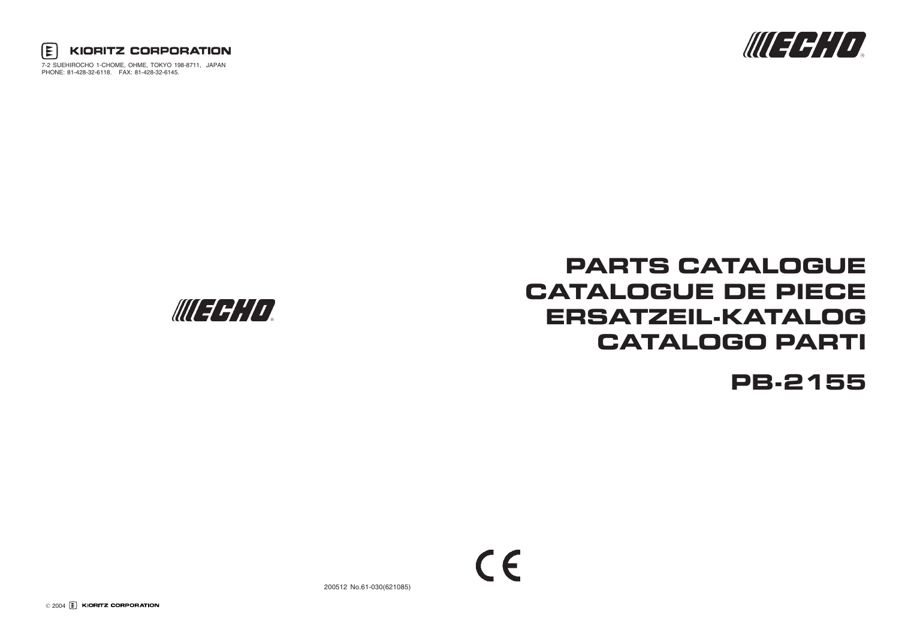KIORITZ CORPORATION

7-2 SUEHIROCHO 1-CHOME, OHME, TOKYO 198-8711, JAPAN
PHONE: 81-428-32-6118. FAX: 81-428-32-6145.

ECHO

ECHO

# PARTS CATALOGUE
# CATALOGUE DE PIECE
# ERSATZEIL-KATALOG
# CATALOGO PARTI

# PB-2155

CE

200512 No.61-030(621085)

© 2004 KIORITZ CORPORATION